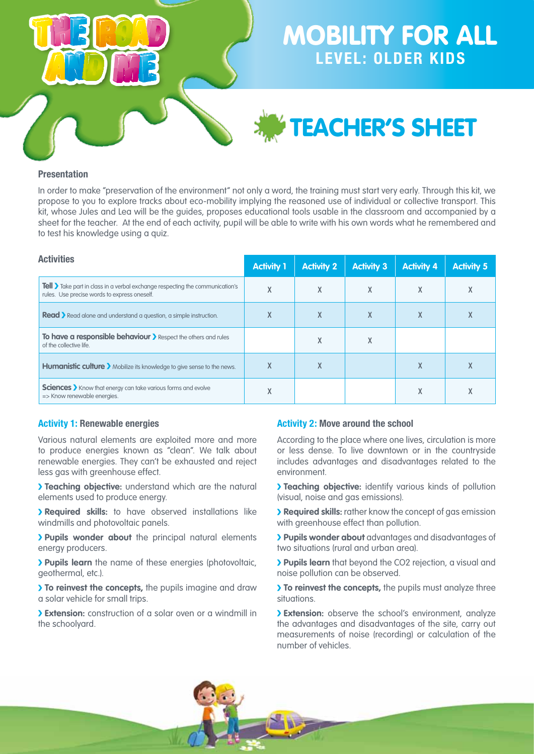# THE ROAD AND ME

# MOBILITY FOR ALL
## LEVEL: OLDER KIDS

# TEACHER'S SHEET

### Presentation

In order to make "preservation of the environment" not only a word, the training must start very early. Through this kit, we propose to you to explore tracks about eco-mobility implying the reasoned use of individual or collective transport. This kit, whose Jules and Lea will be the guides, proposes educational tools usable in the classroom and accompanied by a sheet for the teacher. At the end of each activity, pupil will be able to write with his own words what he remembered and to test his knowledge using a quiz.

### Activities

| | Activity 1 | Activity 2 | Activity 3 | Activity 4 | Activity 5 |
|---|---|---|---|---|---|
| **Tell** › Take part in class in a verbal exchange respecting the communication's rules. Use precise words to express oneself. | X | X | X | X | X |
| **Read** › Read alone and understand a question, a simple instruction. | X | X | X | X | X |
| **To have a responsible behaviour** › Respect the others and rules of the collective life. | | X | X | | |
| **Humanistic culture** › Mobilize its knowledge to give sense to the news. | X | X | | X | X |
| **Sciences** › Know that energy can take various forms and evolve => Know renewable energies. | X | | | X | X |

### Activity 1: Renewable energies

Various natural elements are exploited more and more to produce energies known as "clean". We talk about renewable energies. They can't be exhausted and reject less gas with greenhouse effect.

› **Teaching objective:** understand which are the natural elements used to produce energy.

› **Required skills:** to have observed installations like windmills and photovoltaic panels.

› **Pupils wonder about** the principal natural elements energy producers.

› **Pupils learn** the name of these energies (photovoltaic, geothermal, etc.).

› **To reinvest the concepts,** the pupils imagine and draw a solar vehicle for small trips.

› **Extension:** construction of a solar oven or a windmill in the schoolyard.

### Activity 2: Move around the school

According to the place where one lives, circulation is more or less dense. To live downtown or in the countryside includes advantages and disadvantages related to the environment.

› **Teaching objective:** identify various kinds of pollution (visual, noise and gas emissions).

› **Required skills:** rather know the concept of gas emission with greenhouse effect than pollution.

› **Pupils wonder about** advantages and disadvantages of two situations (rural and urban area).

› **Pupils learn** that beyond the CO2 rejection, a visual and noise pollution can be observed.

› **To reinvest the concepts,** the pupils must analyze three situations.

› **Extension:** observe the school's environment, analyze the advantages and disadvantages of the site, carry out measurements of noise (recording) or calculation of the number of vehicles.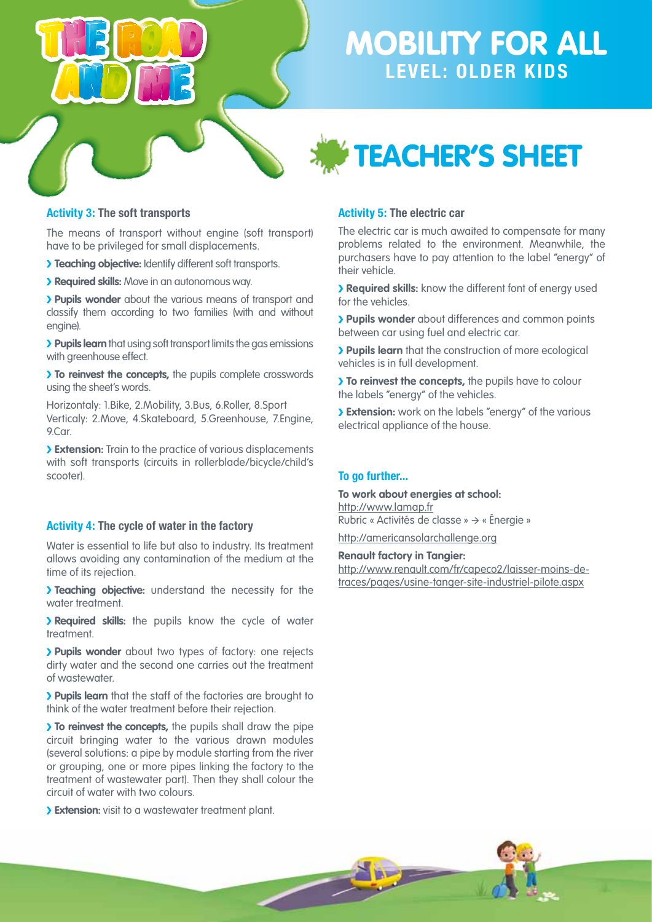# MOBILITY FOR ALL

## LEVEL: OLDER KIDS

# TEACHER'S SHEET

### Activity 3: The soft transports

The means of transport without engine (soft transport) have to be privileged for small displacements.

› **Teaching objective:** Identify different soft transports.

› **Required skills:** Move in an autonomous way.

› **Pupils wonder** about the various means of transport and classify them according to two families (with and without engine).

› **Pupils learn** that using soft transport limits the gas emissions with greenhouse effect.

› **To reinvest the concepts,** the pupils complete crosswords using the sheet's words.

Horizontaly: 1.Bike, 2.Mobility, 3.Bus, 6.Roller, 8.Sport
Verticaly: 2.Move, 4.Skateboard, 5.Greenhouse, 7.Engine, 9.Car.

› **Extension:** Train to the practice of various displacements with soft transports (circuits in rollerblade/bicycle/child's scooter).

### Activity 4: The cycle of water in the factory

Water is essential to life but also to industry. Its treatment allows avoiding any contamination of the medium at the time of its rejection.

› **Teaching objective:** understand the necessity for the water treatment.

› **Required skills:** the pupils know the cycle of water treatment.

› **Pupils wonder** about two types of factory: one rejects dirty water and the second one carries out the treatment of wastewater.

› **Pupils learn** that the staff of the factories are brought to think of the water treatment before their rejection.

› **To reinvest the concepts,** the pupils shall draw the pipe circuit bringing water to the various drawn modules (several solutions: a pipe by module starting from the river or grouping, one or more pipes linking the factory to the treatment of wastewater part). Then they shall colour the circuit of water with two colours.

› **Extension:** visit to a wastewater treatment plant.

### Activity 5: The electric car

The electric car is much awaited to compensate for many problems related to the environment. Meanwhile, the purchasers have to pay attention to the label "energy" of their vehicle.

› **Required skills:** know the different font of energy used for the vehicles.

› **Pupils wonder** about differences and common points between car using fuel and electric car.

› **Pupils learn** that the construction of more ecological vehicles is in full development.

› **To reinvest the concepts,** the pupils have to colour the labels "energy" of the vehicles.

› **Extension:** work on the labels "energy" of the various electrical appliance of the house.

### To go further...

**To work about energies at school:**
http://www.lamap.fr
Rubric « Activités de classe » → « Énergie »

http://americansolarchallenge.org

**Renault factory in Tangier:**
http://www.renault.com/fr/capeco2/laisser-moins-de-traces/pages/usine-tanger-site-industriel-pilote.aspx